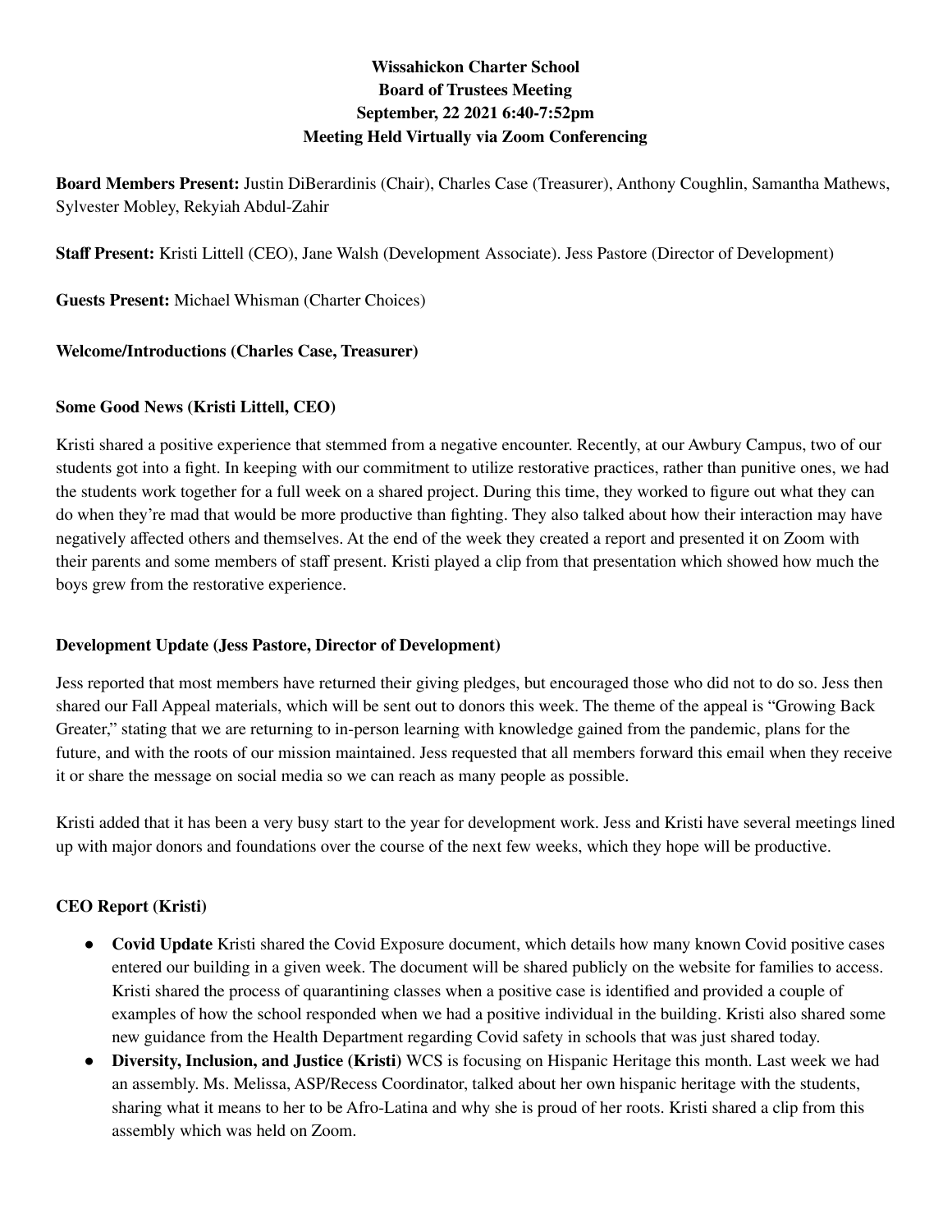**Wissahickon Charter School**
**Board of Trustees Meeting**
**September, 22 2021 6:40-7:52pm**
**Meeting Held Virtually via Zoom Conferencing**

**Board Members Present:** Justin DiBerardinis (Chair), Charles Case (Treasurer), Anthony Coughlin, Samantha Mathews, Sylvester Mobley, Rekyiah Abdul-Zahir

**Staff Present:** Kristi Littell (CEO), Jane Walsh (Development Associate). Jess Pastore (Director of Development)

**Guests Present:** Michael Whisman (Charter Choices)

**Welcome/Introductions (Charles Case, Treasurer)**

**Some Good News (Kristi Littell, CEO)**

Kristi shared a positive experience that stemmed from a negative encounter. Recently, at our Awbury Campus, two of our students got into a fight. In keeping with our commitment to utilize restorative practices, rather than punitive ones, we had the students work together for a full week on a shared project. During this time, they worked to figure out what they can do when they're mad that would be more productive than fighting. They also talked about how their interaction may have negatively affected others and themselves. At the end of the week they created a report and presented it on Zoom with their parents and some members of staff present. Kristi played a clip from that presentation which showed how much the boys grew from the restorative experience.

**Development Update (Jess Pastore, Director of Development)**

Jess reported that most members have returned their giving pledges, but encouraged those who did not to do so. Jess then shared our Fall Appeal materials, which will be sent out to donors this week. The theme of the appeal is "Growing Back Greater," stating that we are returning to in-person learning with knowledge gained from the pandemic, plans for the future, and with the roots of our mission maintained. Jess requested that all members forward this email when they receive it or share the message on social media so we can reach as many people as possible.

Kristi added that it has been a very busy start to the year for development work. Jess and Kristi have several meetings lined up with major donors and foundations over the course of the next few weeks, which they hope will be productive.

**CEO Report (Kristi)**

- **Covid Update** Kristi shared the Covid Exposure document, which details how many known Covid positive cases entered our building in a given week. The document will be shared publicly on the website for families to access. Kristi shared the process of quarantining classes when a positive case is identified and provided a couple of examples of how the school responded when we had a positive individual in the building. Kristi also shared some new guidance from the Health Department regarding Covid safety in schools that was just shared today.
- **Diversity, Inclusion, and Justice (Kristi)** WCS is focusing on Hispanic Heritage this month. Last week we had an assembly. Ms. Melissa, ASP/Recess Coordinator, talked about her own hispanic heritage with the students, sharing what it means to her to be Afro-Latina and why she is proud of her roots. Kristi shared a clip from this assembly which was held on Zoom.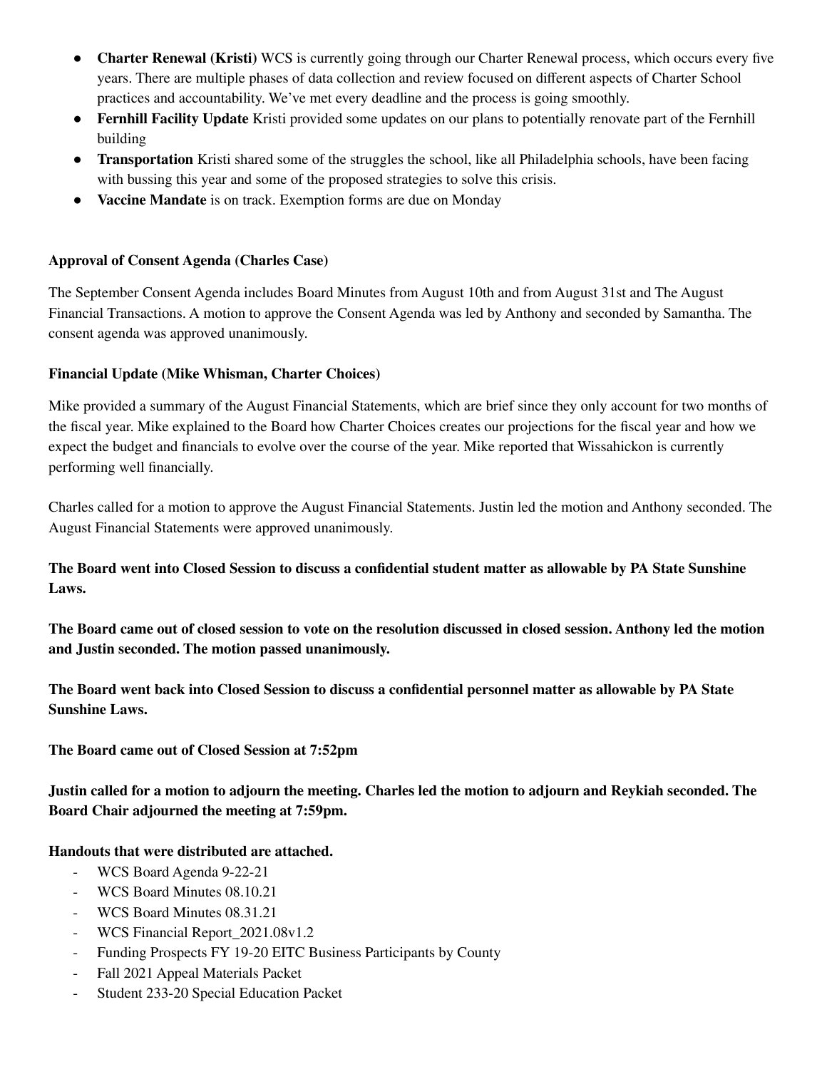- **Charter Renewal (Kristi)** WCS is currently going through our Charter Renewal process, which occurs every five years. There are multiple phases of data collection and review focused on different aspects of Charter School practices and accountability. We've met every deadline and the process is going smoothly.
- **Fernhill Facility Update** Kristi provided some updates on our plans to potentially renovate part of the Fernhill building
- **Transportation** Kristi shared some of the struggles the school, like all Philadelphia schools, have been facing with bussing this year and some of the proposed strategies to solve this crisis.
- **Vaccine Mandate** is on track. Exemption forms are due on Monday

**Approval of Consent Agenda (Charles Case)**

The September Consent Agenda includes Board Minutes from August 10th and from August 31st and The August Financial Transactions. A motion to approve the Consent Agenda was led by Anthony and seconded by Samantha. The consent agenda was approved unanimously.

**Financial Update (Mike Whisman, Charter Choices)**

Mike provided a summary of the August Financial Statements, which are brief since they only account for two months of the fiscal year. Mike explained to the Board how Charter Choices creates our projections for the fiscal year and how we expect the budget and financials to evolve over the course of the year. Mike reported that Wissahickon is currently performing well financially.

Charles called for a motion to approve the August Financial Statements. Justin led the motion and Anthony seconded. The August Financial Statements were approved unanimously.

**The Board went into Closed Session to discuss a confidential student matter as allowable by PA State Sunshine Laws.**

**The Board came out of closed session to vote on the resolution discussed in closed session. Anthony led the motion and Justin seconded. The motion passed unanimously.**

**The Board went back into Closed Session to discuss a confidential personnel matter as allowable by PA State Sunshine Laws.**

**The Board came out of Closed Session at 7:52pm**

**Justin called for a motion to adjourn the meeting. Charles led the motion to adjourn and Reykiah seconded. The Board Chair adjourned the meeting at 7:59pm.**

**Handouts that were distributed are attached.**

- WCS Board Agenda 9-22-21
- WCS Board Minutes 08.10.21
- WCS Board Minutes 08.31.21
- WCS Financial Report_2021.08v1.2
- Funding Prospects FY 19-20 EITC Business Participants by County
- Fall 2021 Appeal Materials Packet
- Student 233-20 Special Education Packet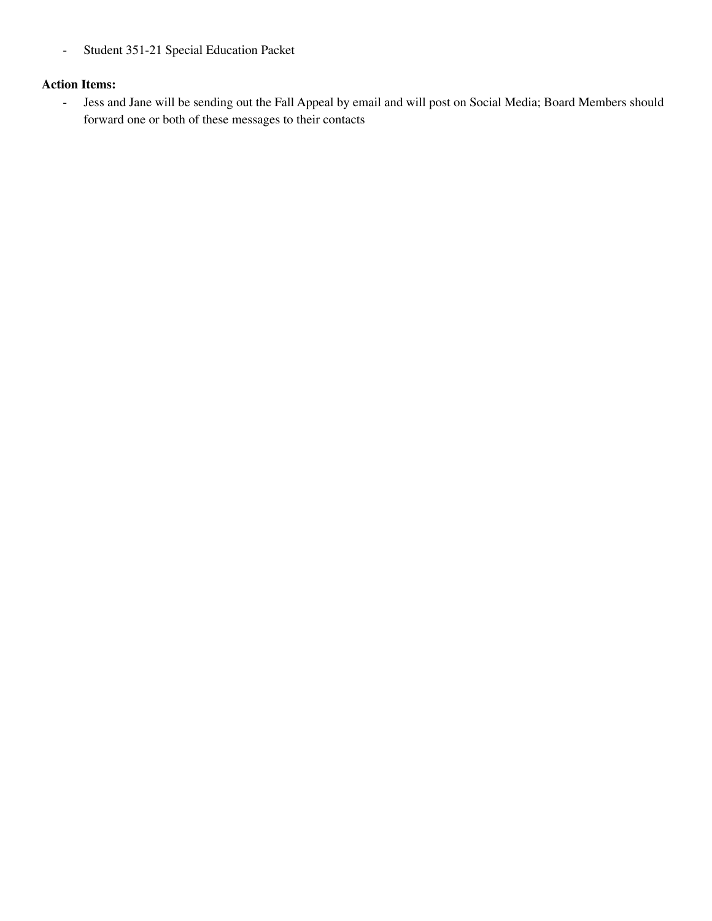- Student 351-21 Special Education Packet

**Action Items:**

- Jess and Jane will be sending out the Fall Appeal by email and will post on Social Media; Board Members should forward one or both of these messages to their contacts